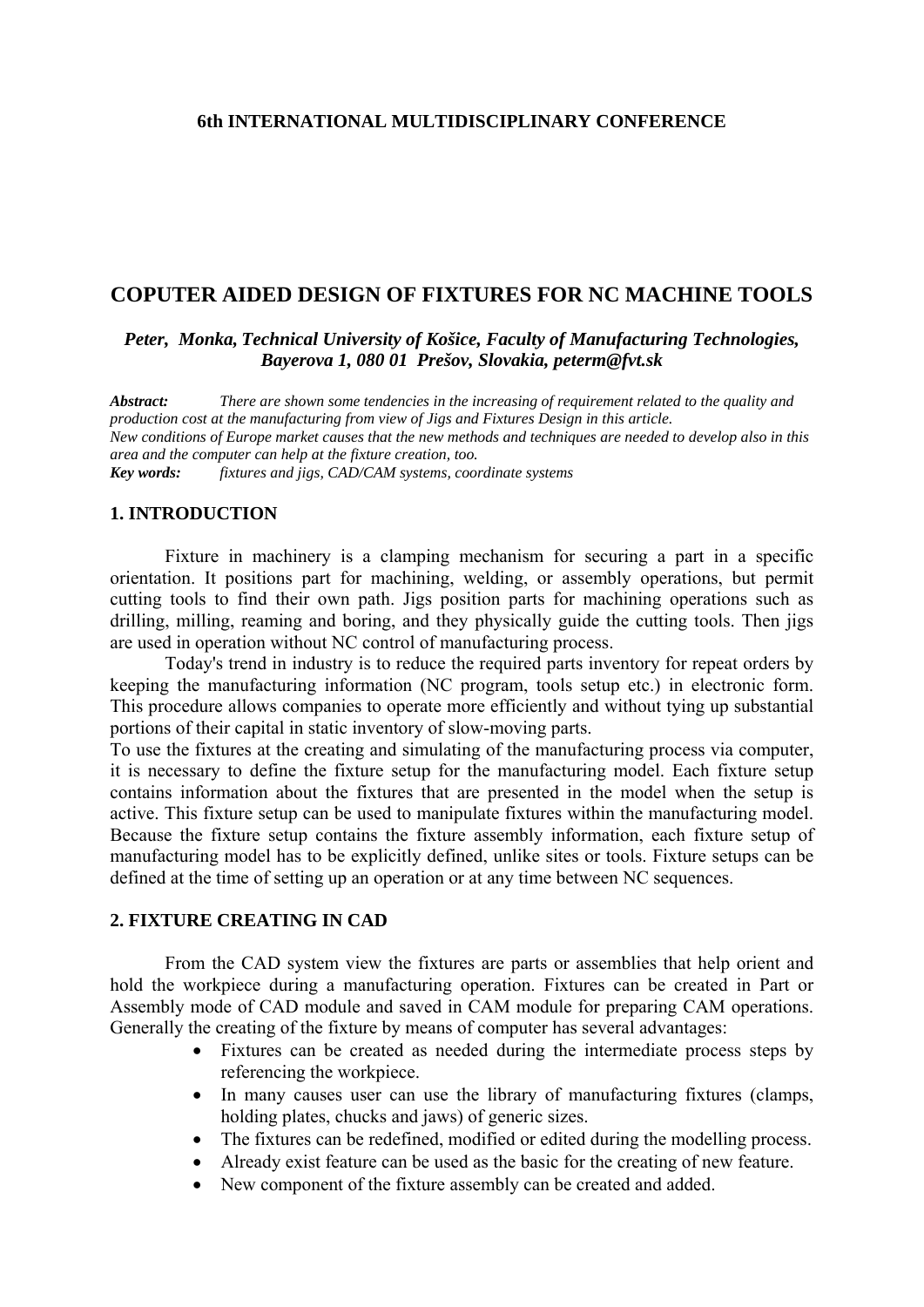**6th INTERNATIONAL MULTIDISCIPLINARY CONFERENCE**

# COPUTER AIDED DESIGN OF FIXTURES FOR NC MACHINE TOOLS

***Peter, Monka, Technical University of Košice, Faculty of Manufacturing Technologies, Bayerova 1, 080 01 Prešov, Slovakia, peterm@fvt.sk***

***Abstract:*** *There are shown some tendencies in the increasing of requirement related to the quality and production cost at the manufacturing from view of Jigs and Fixtures Design in this article.*
*New conditions of Europe market causes that the new methods and techniques are needed to develop also in this area and the computer can help at the fixture creation, too.*
***Key words:*** *fixtures and jigs, CAD/CAM systems, coordinate systems*

## 1. INTRODUCTION

Fixture in machinery is a clamping mechanism for securing a part in a specific orientation. It positions part for machining, welding, or assembly operations, but permit cutting tools to find their own path. Jigs position parts for machining operations such as drilling, milling, reaming and boring, and they physically guide the cutting tools. Then jigs are used in operation without NC control of manufacturing process.

Today's trend in industry is to reduce the required parts inventory for repeat orders by keeping the manufacturing information (NC program, tools setup etc.) in electronic form. This procedure allows companies to operate more efficiently and without tying up substantial portions of their capital in static inventory of slow-moving parts.

To use the fixtures at the creating and simulating of the manufacturing process via computer, it is necessary to define the fixture setup for the manufacturing model. Each fixture setup contains information about the fixtures that are presented in the model when the setup is active. This fixture setup can be used to manipulate fixtures within the manufacturing model. Because the fixture setup contains the fixture assembly information, each fixture setup of manufacturing model has to be explicitly defined, unlike sites or tools. Fixture setups can be defined at the time of setting up an operation or at any time between NC sequences.

## 2. FIXTURE CREATING IN CAD

From the CAD system view the fixtures are parts or assemblies that help orient and hold the workpiece during a manufacturing operation. Fixtures can be created in Part or Assembly mode of CAD module and saved in CAM module for preparing CAM operations. Generally the creating of the fixture by means of computer has several advantages:

- Fixtures can be created as needed during the intermediate process steps by referencing the workpiece.
- In many causes user can use the library of manufacturing fixtures (clamps, holding plates, chucks and jaws) of generic sizes.
- The fixtures can be redefined, modified or edited during the modelling process.
- Already exist feature can be used as the basic for the creating of new feature.
- New component of the fixture assembly can be created and added.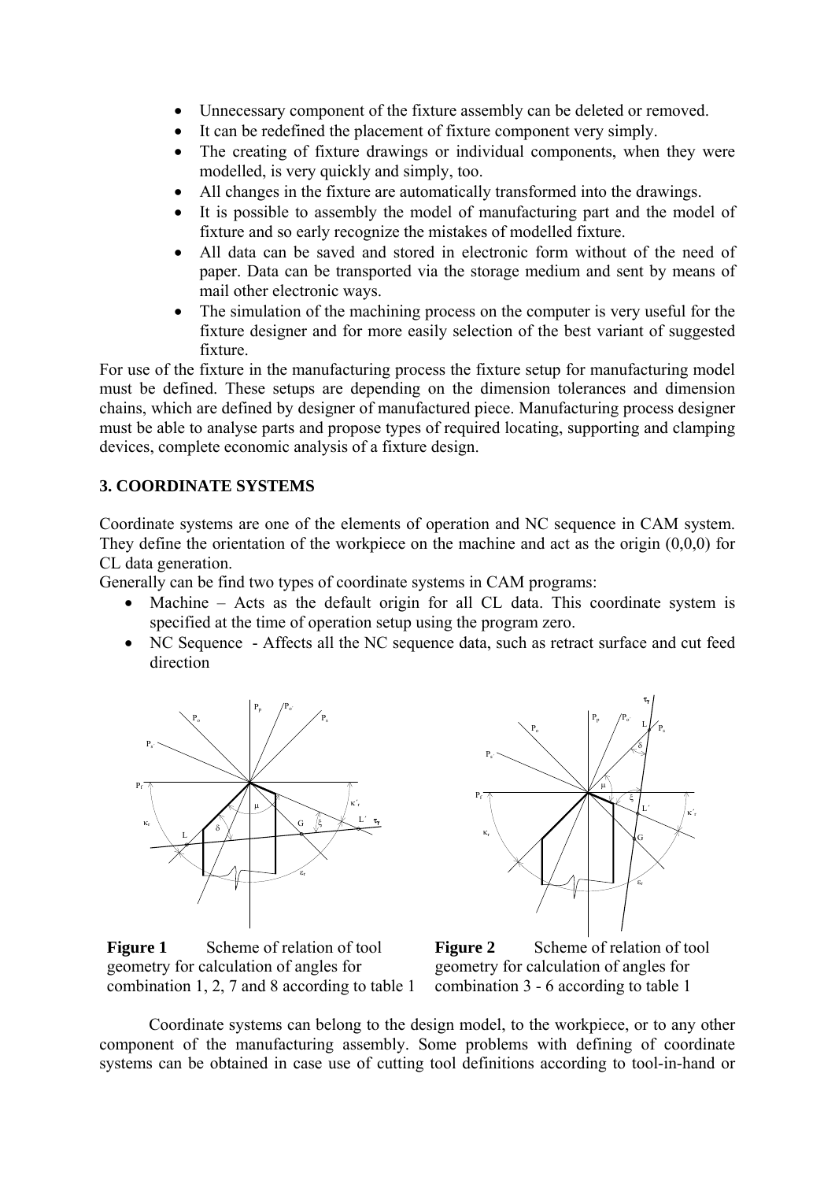- Unnecessary component of the fixture assembly can be deleted or removed.
- It can be redefined the placement of fixture component very simply.
- The creating of fixture drawings or individual components, when they were modelled, is very quickly and simply, too.
- All changes in the fixture are automatically transformed into the drawings.
- It is possible to assembly the model of manufacturing part and the model of fixture and so early recognize the mistakes of modelled fixture.
- All data can be saved and stored in electronic form without of the need of paper. Data can be transported via the storage medium and sent by means of mail other electronic ways.
- The simulation of the machining process on the computer is very useful for the fixture designer and for more easily selection of the best variant of suggested fixture.

For use of the fixture in the manufacturing process the fixture setup for manufacturing model must be defined. These setups are depending on the dimension tolerances and dimension chains, which are defined by designer of manufactured piece. Manufacturing process designer must be able to analyse parts and propose types of required locating, supporting and clamping devices, complete economic analysis of a fixture design.

## 3. COORDINATE SYSTEMS

Coordinate systems are one of the elements of operation and NC sequence in CAM system. They define the orientation of the workpiece on the machine and act as the origin (0,0,0) for CL data generation.

Generally can be find two types of coordinate systems in CAM programs:

- Machine – Acts as the default origin for all CL data. This coordinate system is specified at the time of operation setup using the program zero.
- NC Sequence - Affects all the NC sequence data, such as retract surface and cut feed direction

**Figure 1** Scheme of relation of tool geometry for calculation of angles for combination 1, 2, 7 and 8 according to table 1

**Figure 2** Scheme of relation of tool geometry for calculation of angles for combination 3 - 6 according to table 1

Coordinate systems can belong to the design model, to the workpiece, or to any other component of the manufacturing assembly. Some problems with defining of coordinate systems can be obtained in case use of cutting tool definitions according to tool-in-hand or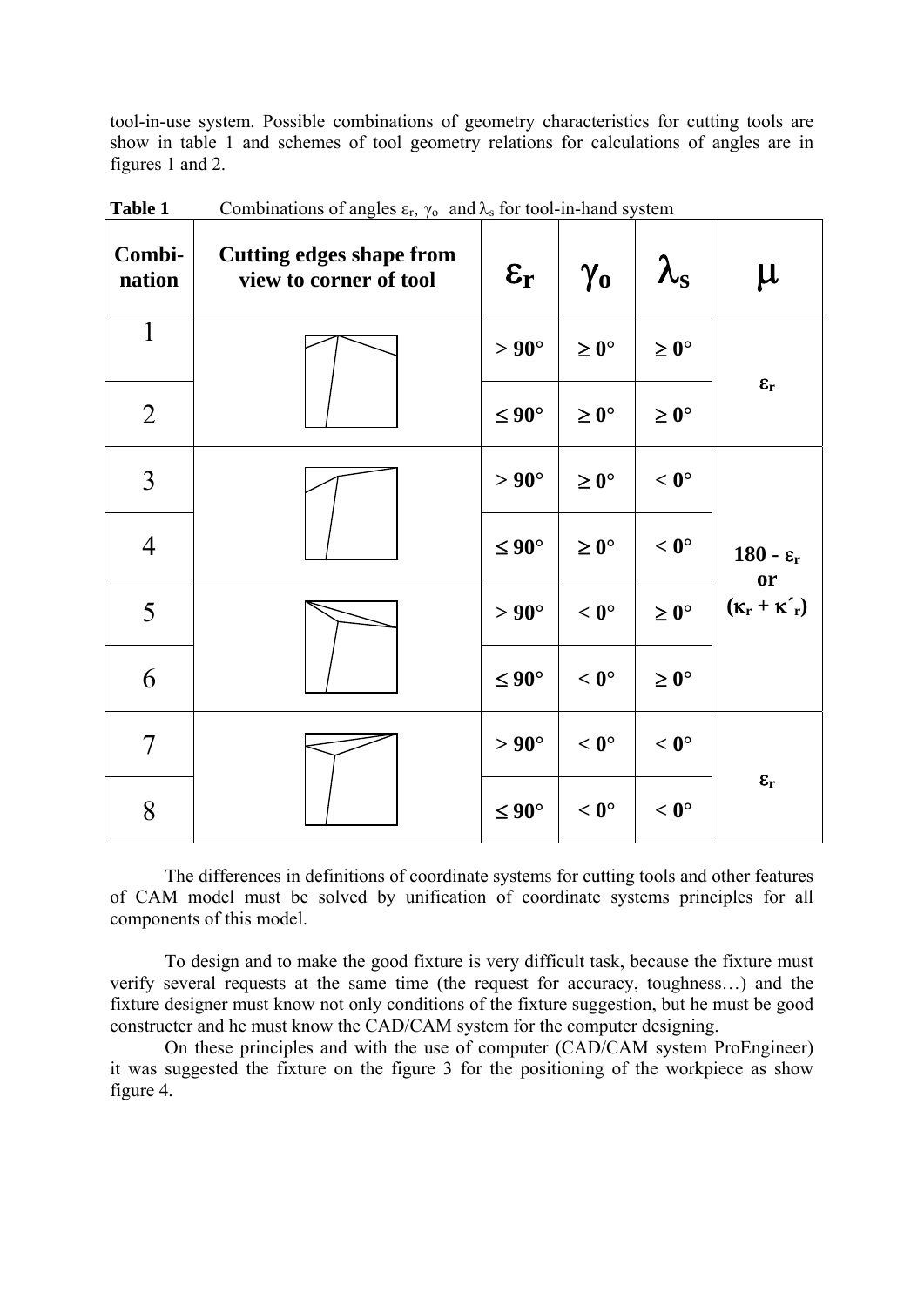tool-in-use system. Possible combinations of geometry characteristics for cutting tools are show in table 1 and schemes of tool geometry relations for calculations of angles are in figures 1 and 2.

**Table 1** Combinations of angles $\varepsilon_r$, $\gamma_o$ and $\lambda_s$ for tool-in-hand system

| Combi-nation | Cutting edges shape from view to corner of tool | $\varepsilon_r$ | $\gamma_o$ | $\lambda_s$ | $\mu$ |
|---|---|---|---|---|---|
| 1 | | $> 90°$ | $\geq 0°$ | $\geq 0°$ | $\varepsilon_r$ |
| 2 | | $\leq 90°$ | $\geq 0°$ | $\geq 0°$ | |
| 3 | | $> 90°$ | $\geq 0°$ | $< 0°$ | $180 - \varepsilon_r$ or $(\kappa_r + \kappa'_r)$ |
| 4 | | $\leq 90°$ | $\geq 0°$ | $< 0°$ | |
| 5 | | $> 90°$ | $< 0°$ | $\geq 0°$ | |
| 6 | | $\leq 90°$ | $< 0°$ | $\geq 0°$ | |
| 7 | | $> 90°$ | $< 0°$ | $< 0°$ | $\varepsilon_r$ |
| 8 | | $\leq 90°$ | $< 0°$ | $< 0°$ | |

The differences in definitions of coordinate systems for cutting tools and other features of CAM model must be solved by unification of coordinate systems principles for all components of this model.

To design and to make the good fixture is very difficult task, because the fixture must verify several requests at the same time (the request for accuracy, toughness…) and the fixture designer must know not only conditions of the fixture suggestion, but he must be good constructer and he must know the CAD/CAM system for the computer designing.

On these principles and with the use of computer (CAD/CAM system ProEngineer) it was suggested the fixture on the figure 3 for the positioning of the workpiece as show figure 4.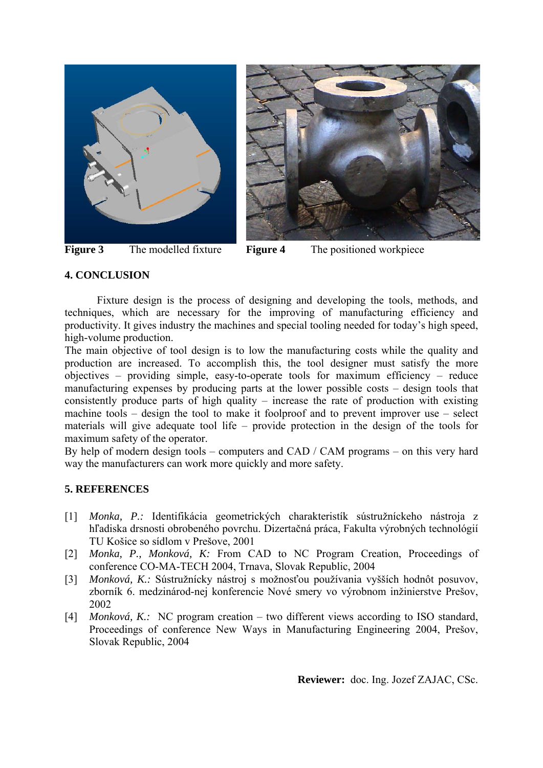**Figure 3** The modelled fixture **Figure 4** The positioned workpiece

## 4. CONCLUSION

Fixture design is the process of designing and developing the tools, methods, and techniques, which are necessary for the improving of manufacturing efficiency and productivity. It gives industry the machines and special tooling needed for today's high speed, high-volume production.

The main objective of tool design is to low the manufacturing costs while the quality and production are increased. To accomplish this, the tool designer must satisfy the more objectives – providing simple, easy-to-operate tools for maximum efficiency – reduce manufacturing expenses by producing parts at the lower possible costs – design tools that consistently produce parts of high quality – increase the rate of production with existing machine tools – design the tool to make it foolproof and to prevent improver use – select materials will give adequate tool life – provide protection in the design of the tools for maximum safety of the operator.

By help of modern design tools – computers and CAD / CAM programs – on this very hard way the manufacturers can work more quickly and more safety.

## 5. REFERENCES

[1] *Monka, P.:* Identifikácia geometrických charakteristík sústružníckeho nástroja z hľadiska drsnosti obrobeného povrchu. Dizertačná práca, Fakulta výrobných technológií TU Košice so sídlom v Prešove, 2001

[2] *Monka, P., Monková, K:* From CAD to NC Program Creation, Proceedings of conference CO-MA-TECH 2004, Trnava, Slovak Republic, 2004

[3] *Monková, K.:* Sústružnícky nástroj s možnosťou používania vyšších hodnôt posuvov, zborník 6. medzinárod-nej konferencie Nové smery vo výrobnom inžinierstve Prešov, 2002

[4] *Monková, K.:* NC program creation – two different views according to ISO standard, Proceedings of conference New Ways in Manufacturing Engineering 2004, Prešov, Slovak Republic, 2004

**Reviewer:** doc. Ing. Jozef ZAJAC, CSc.